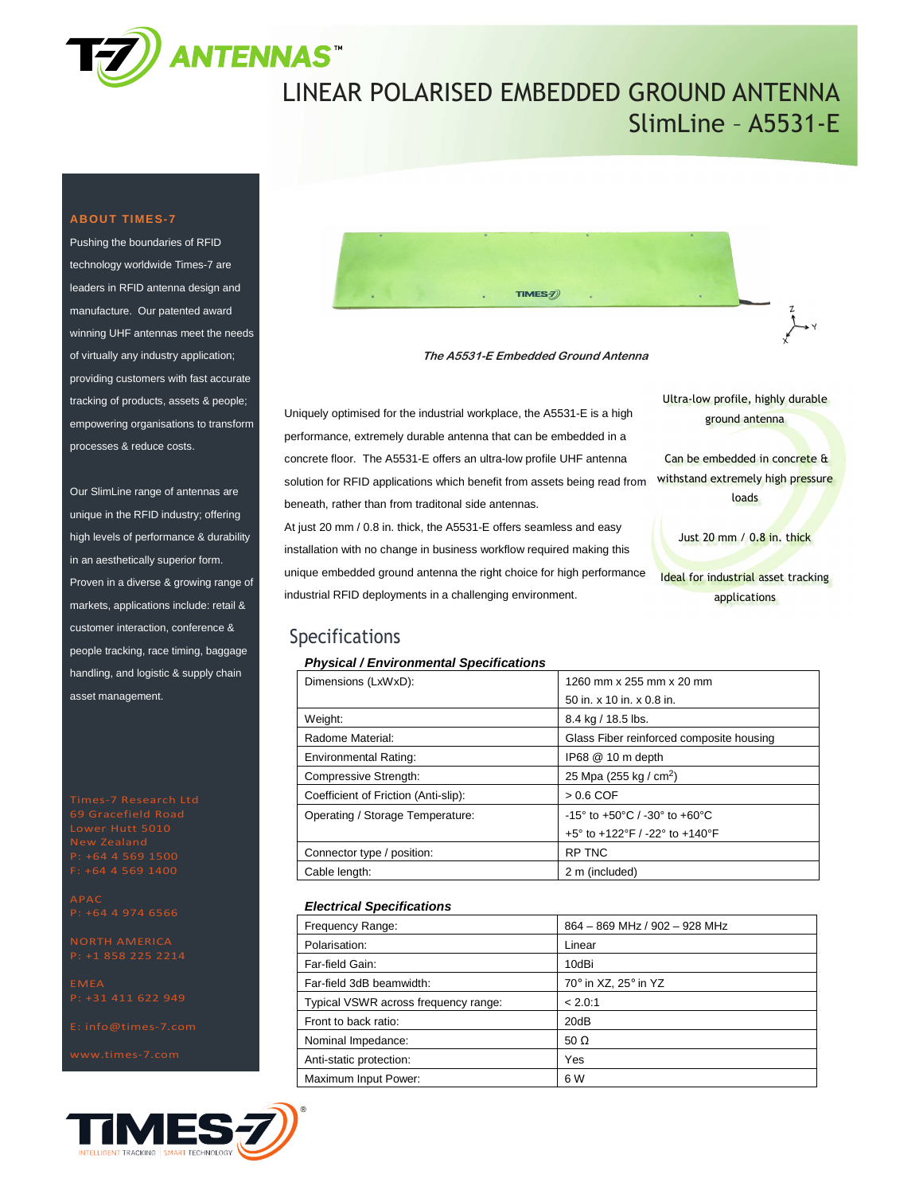# LINEAR POLARISED EMBEDDED GROUND ANTENNA

## SlimLine – A5531-E

*The A5531-E Embedded Ground Antenna*

Uniquely optimised for the industrial workplace, the A5531-E is a high performance, extremely durable antenna that can be embedded in a concrete floor. The A5531-E offers an ultra-low profile UHF antenna solution for RFID applications which benefit from assets being read from beneath, rather than from traditonal side antennas.

At just 20 mm / 0.8 in. thick, the A5531-E offers seamless and easy installation with no change in business workflow required making this unique embedded ground antenna the right choice for high performance industrial RFID deployments in a challenging environment.

Ultra-low profile, highly durable ground antenna

Can be embedded in concrete & withstand extremely high pressure loads

Just 20 mm / 0.8 in. thick

Ideal for industrial asset tracking applications

## Specifications

### *Physical / Environmental Specifications*

| | |
|---|---|
| Dimensions (LxWxD): | 1260 mm x 255 mm x 20 mm<br>50 in. x 10 in. x 0.8 in. |
| Weight: | 8.4 kg / 18.5 lbs. |
| Radome Material: | Glass Fiber reinforced composite housing |
| Environmental Rating: | IP68 @ 10 m depth |
| Compressive Strength: | 25 Mpa (255 kg / cm$^2$) |
| Coefficient of Friction (Anti-slip): | > 0.6 COF |
| Operating / Storage Temperature: | -15° to +50°C / -30° to +60°C<br>+5° to +122°F / -22° to +140°F |
| Connector type / position: | RP TNC |
| Cable length: | 2 m (included) |

### *Electrical Specifications*

| | |
|---|---|
| Frequency Range: | 864 – 869 MHz / 902 – 928 MHz |
| Polarisation: | Linear |
| Far-field Gain: | 10dBi |
| Far-field 3dB beamwidth: | 70° in XZ, 25° in YZ |
| Typical VSWR across frequency range: | < 2.0:1 |
| Front to back ratio: | 20dB |
| Nominal Impedance: | 50 Ω |
| Anti-static protection: | Yes |
| Maximum Input Power: | 6 W |

**ABOUT TIMES-7**

Pushing the boundaries of RFID technology worldwide Times-7 are leaders in RFID antenna design and manufacture. Our patented award winning UHF antennas meet the needs of virtually any industry application; providing customers with fast accurate tracking of products, assets & people; empowering organisations to transform processes & reduce costs.

Our SlimLine range of antennas are unique in the RFID industry; offering high levels of performance & durability in an aesthetically superior form. Proven in a diverse & growing range of markets, applications include: retail & customer interaction, conference & people tracking, race timing, baggage handling, and logistic & supply chain asset management.

Times-7 Research Ltd
69 Gracefield Road
Lower Hutt 5010
New Zealand
P: +64 4 569 1500
F: +64 4 569 1400

APAC
P: +64 4 974 6566

NORTH AMERICA
P: +1 858 225 2214

EMEA
P: +31 411 622 949

E: info@times-7.com

www.times-7.com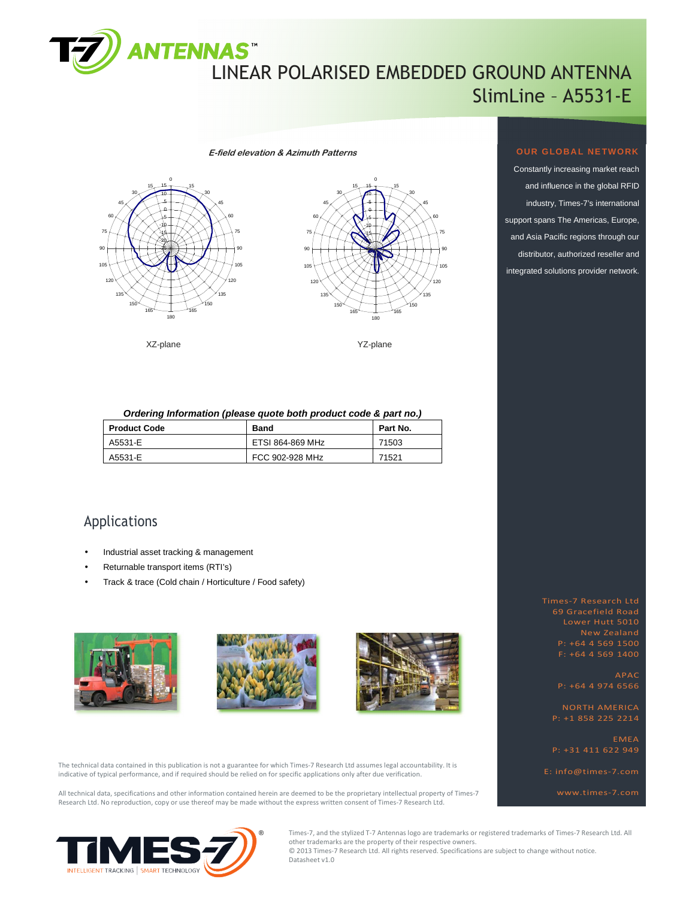# T-7 ANTENNAS™

# LINEAR POLARISED EMBEDDED GROUND ANTENNA

## SlimLine – A5531-E

*E-field elevation & Azimuth Patterns*

XZ-plane

YZ-plane

***Ordering Information (please quote both product code & part no.)***

| Product Code | Band | Part No. |
| --- | --- | --- |
| A5531-E | ETSI 864-869 MHz | 71503 |
| A5531-E | FCC 902-928 MHz | 71521 |

## Applications

- Industrial asset tracking & management
- Returnable transport items (RTI's)
- Track & trace (Cold chain / Horticulture / Food safety)

The technical data contained in this publication is not a guarantee for which Times-7 Research Ltd assumes legal accountability. It is indicative of typical performance, and if required should be relied on for specific applications only after due verification.

All technical data, specifications and other information contained herein are deemed to be the proprietary intellectual property of Times-7 Research Ltd. No reproduction, copy or use thereof may be made without the express written consent of Times-7 Research Ltd.

### OUR GLOBAL NETWORK

Constantly increasing market reach and influence in the global RFID industry, Times-7's international support spans The Americas, Europe, and Asia Pacific regions through our distributor, authorized reseller and integrated solutions provider network.

Times-7 Research Ltd
69 Gracefield Road
Lower Hutt 5010
New Zealand
P: +64 4 569 1500
F: +64 4 569 1400

APAC
P: +64 4 974 6566

NORTH AMERICA
P: +1 858 225 2214

EMEA
P: +31 411 622 949

E: info@times-7.com

www.times-7.com

TIMES-7® INTELLIGENT TRACKING | SMART TECHNOLOGY

Times-7, and the stylized T-7 Antennas logo are trademarks or registered trademarks of Times-7 Research Ltd. All other trademarks are the property of their respective owners.
© 2013 Times-7 Research Ltd. All rights reserved. Specifications are subject to change without notice.
Datasheet v1.0